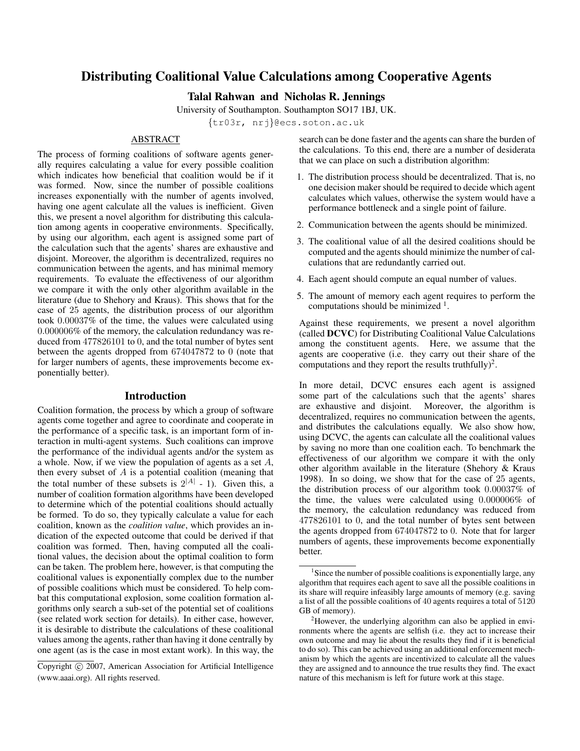# Distributing Coalitional Value Calculations among Cooperative Agents

**Talal Rahwan and Nicholas R. Jennings**

University of Southampton. Southampton SO17 1BJ, UK.

{tr03r, nrj}@ecs.soton.ac.uk

## ABSTRACT

The process of forming coalitions of software agents generally requires calculating a value for every possible coalition which indicates how beneficial that coalition would be if it was formed. Now, since the number of possible coalitions increases exponentially with the number of agents involved, having one agent calculate all the values is inefficient. Given this, we present a novel algorithm for distributing this calculation among agents in cooperative environments. Specifically, by using our algorithm, each agent is assigned some part of the calculation such that the agents' shares are exhaustive and disjoint. Moreover, the algorithm is decentralized, requires no communication between the agents, and has minimal memory requirements. To evaluate the effectiveness of our algorithm we compare it with the only other algorithm available in the literature (due to Shehory and Kraus). This shows that for the case of 25 agents, the distribution process of our algorithm took 0.00037% of the time, the values were calculated using 0.000006% of the memory, the calculation redundancy was reduced from 477826101 to 0, and the total number of bytes sent between the agents dropped from 674047872 to 0 (note that for larger numbers of agents, these improvements become exponentially better).

## Introduction

Coalition formation, the process by which a group of software agents come together and agree to coordinate and cooperate in the performance of a specific task, is an important form of interaction in multi-agent systems. Such coalitions can improve the performance of the individual agents and/or the system as a whole. Now, if we view the population of agents as a set $A$, then every subset of $A$ is a potential coalition (meaning that the total number of these subsets is $2^{|A|}$ - 1). Given this, a number of coalition formation algorithms have been developed to determine which of the potential coalitions should actually be formed. To do so, they typically calculate a value for each coalition, known as the *coalition value*, which provides an indication of the expected outcome that could be derived if that coalition was formed. Then, having computed all the coalitional values, the decision about the optimal coalition to form can be taken. The problem here, however, is that computing the coalitional values is exponentially complex due to the number of possible coalitions which must be considered. To help combat this computational explosion, some coalition formation algorithms only search a sub-set of the potential set of coalitions (see related work section for details). In either case, however, it is desirable to distribute the calculations of these coalitional values among the agents, rather than having it done centrally by one agent (as is the case in most extant work). In this way, the search can be done faster and the agents can share the burden of the calculations. To this end, there are a number of desiderata that we can place on such a distribution algorithm:

1. The distribution process should be decentralized. That is, no one decision maker should be required to decide which agent calculates which values, otherwise the system would have a performance bottleneck and a single point of failure.
2. Communication between the agents should be minimized.
3. The coalitional value of all the desired coalitions should be computed and the agents should minimize the number of calculations that are redundantly carried out.
4. Each agent should compute an equal number of values.
5. The amount of memory each agent requires to perform the computations should be minimized [1].

Against these requirements, we present a novel algorithm (called **DCVC**) for Distributing Coalitional Value Calculations among the constituent agents. Here, we assume that the agents are cooperative (i.e. they carry out their share of the computations and they report the results truthfully)[2].

In more detail, DCVC ensures each agent is assigned some part of the calculations such that the agents' shares are exhaustive and disjoint. Moreover, the algorithm is decentralized, requires no communication between the agents, and distributes the calculations equally. We also show how, using DCVC, the agents can calculate all the coalitional values by saving no more than one coalition each. To benchmark the effectiveness of our algorithm we compare it with the only other algorithm available in the literature (Shehory & Kraus 1998). In so doing, we show that for the case of 25 agents, the distribution process of our algorithm took 0.00037% of the time, the values were calculated using 0.000006% of the memory, the calculation redundancy was reduced from 477826101 to 0, and the total number of bytes sent between the agents dropped from 674047872 to 0. Note that for larger numbers of agents, these improvements become exponentially better.

[1] Since the number of possible coalitions is exponentially large, any algorithm that requires each agent to save all the possible coalitions in its share will require infeasibly large amounts of memory (e.g. saving a list of all the possible coalitions of 40 agents requires a total of 5120 GB of memory).

[2] However, the underlying algorithm can also be applied in environments where the agents are selfish (i.e. they act to increase their own outcome and may lie about the results they find if it is beneficial to do so). This can be achieved using an additional enforcement mechanism by which the agents are incentivized to calculate all the values they are assigned and to announce the true results they find. The exact nature of this mechanism is left for future work at this stage.

Copyright © 2007, American Association for Artificial Intelligence (www.aaai.org). All rights reserved.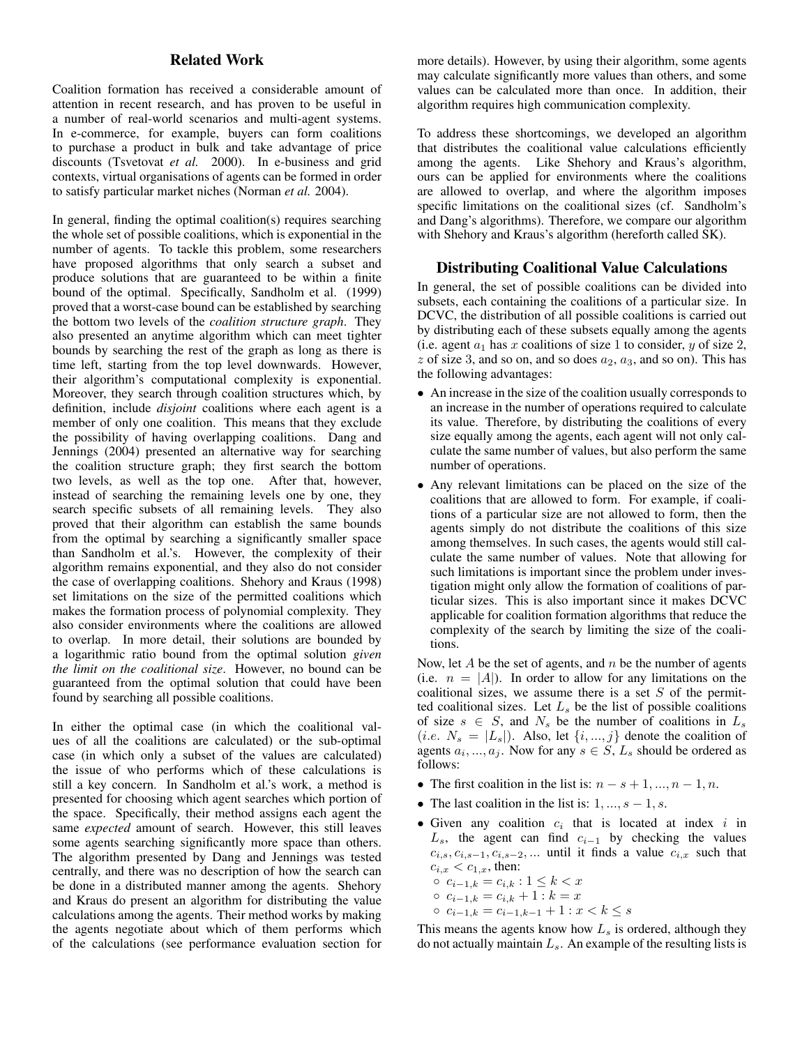## Related Work

Coalition formation has received a considerable amount of attention in recent research, and has proven to be useful in a number of real-world scenarios and multi-agent systems. In e-commerce, for example, buyers can form coalitions to purchase a product in bulk and take advantage of price discounts (Tsvetovat *et al.* 2000). In e-business and grid contexts, virtual organisations of agents can be formed in order to satisfy particular market niches (Norman *et al.* 2004).

In general, finding the optimal coalition(s) requires searching the whole set of possible coalitions, which is exponential in the number of agents. To tackle this problem, some researchers have proposed algorithms that only search a subset and produce solutions that are guaranteed to be within a finite bound of the optimal. Specifically, Sandholm et al. (1999) proved that a worst-case bound can be established by searching the bottom two levels of the *coalition structure graph*. They also presented an anytime algorithm which can meet tighter bounds by searching the rest of the graph as long as there is time left, starting from the top level downwards. However, their algorithm's computational complexity is exponential. Moreover, they search through coalition structures which, by definition, include *disjoint* coalitions where each agent is a member of only one coalition. This means that they exclude the possibility of having overlapping coalitions. Dang and Jennings (2004) presented an alternative way for searching the coalition structure graph; they first search the bottom two levels, as well as the top one. After that, however, instead of searching the remaining levels one by one, they search specific subsets of all remaining levels. They also proved that their algorithm can establish the same bounds from the optimal by searching a significantly smaller space than Sandholm et al.'s. However, the complexity of their algorithm remains exponential, and they also do not consider the case of overlapping coalitions. Shehory and Kraus (1998) set limitations on the size of the permitted coalitions which makes the formation process of polynomial complexity. They also consider environments where the coalitions are allowed to overlap. In more detail, their solutions are bounded by a logarithmic ratio bound from the optimal solution *given the limit on the coalitional size*. However, no bound can be guaranteed from the optimal solution that could have been found by searching all possible coalitions.

In either the optimal case (in which the coalitional values of all the coalitions are calculated) or the sub-optimal case (in which only a subset of the values are calculated) the issue of who performs which of these calculations is still a key concern. In Sandholm et al.'s work, a method is presented for choosing which agent searches which portion of the space. Specifically, their method assigns each agent the same *expected* amount of search. However, this still leaves some agents searching significantly more space than others. The algorithm presented by Dang and Jennings was tested centrally, and there was no description of how the search can be done in a distributed manner among the agents. Shehory and Kraus do present an algorithm for distributing the value calculations among the agents. Their method works by making the agents negotiate about which of them performs which of the calculations (see performance evaluation section for more details). However, by using their algorithm, some agents may calculate significantly more values than others, and some values can be calculated more than once. In addition, their algorithm requires high communication complexity.

To address these shortcomings, we developed an algorithm that distributes the coalitional value calculations efficiently among the agents. Like Shehory and Kraus's algorithm, ours can be applied for environments where the coalitions are allowed to overlap, and where the algorithm imposes specific limitations on the coalitional sizes (cf. Sandholm's and Dang's algorithms). Therefore, we compare our algorithm with Shehory and Kraus's algorithm (hereforth called SK).

## Distributing Coalitional Value Calculations

In general, the set of possible coalitions can be divided into subsets, each containing the coalitions of a particular size. In DCVC, the distribution of all possible coalitions is carried out by distributing each of these subsets equally among the agents (i.e. agent $a_1$ has $x$ coalitions of size 1 to consider, $y$ of size 2, $z$ of size 3, and so on, and so does $a_2$, $a_3$, and so on). This has the following advantages:

- An increase in the size of the coalition usually corresponds to an increase in the number of operations required to calculate its value. Therefore, by distributing the coalitions of every size equally among the agents, each agent will not only calculate the same number of values, but also perform the same number of operations.
- Any relevant limitations can be placed on the size of the coalitions that are allowed to form. For example, if coalitions of a particular size are not allowed to form, then the agents simply do not distribute the coalitions of this size among themselves. In such cases, the agents would still calculate the same number of values. Note that allowing for such limitations is important since the problem under investigation might only allow the formation of coalitions of particular sizes. This is also important since it makes DCVC applicable for coalition formation algorithms that reduce the complexity of the search by limiting the size of the coalitions.

Now, let $A$ be the set of agents, and $n$ be the number of agents (i.e. $n = |A|$). In order to allow for any limitations on the coalitional sizes, we assume there is a set $S$ of the permitted coalitional sizes. Let $L_s$ be the list of possible coalitions of size $s \in S$, and $N_s$ be the number of coalitions in $L_s$ (*i.e.* $N_s = |L_s|$). Also, let $\{i, ..., j\}$ denote the coalition of agents $a_i, ..., a_j$. Now for any $s \in S$, $L_s$ should be ordered as follows:

- The first coalition in the list is: $n - s + 1, ..., n - 1, n$.
- The last coalition in the list is: $1, ..., s - 1, s$.
- Given any coalition $c_i$ that is located at index $i$ in $L_s$, the agent can find $c_{i-1}$ by checking the values $c_{i,s}, c_{i,s-1}, c_{i,s-2}, ...$ until it finds a value $c_{i,x}$ such that $c_{i,x} < c_{1,x}$, then:
  - $c_{i-1,k} = c_{i,k} : 1 \leq k < x$
  - $c_{i-1,k} = c_{i,k} + 1 : k = x$
  - $c_{i-1,k} = c_{i-1,k-1} + 1 : x < k \leq s$

This means the agents know how $L_s$ is ordered, although they do not actually maintain $L_s$. An example of the resulting lists is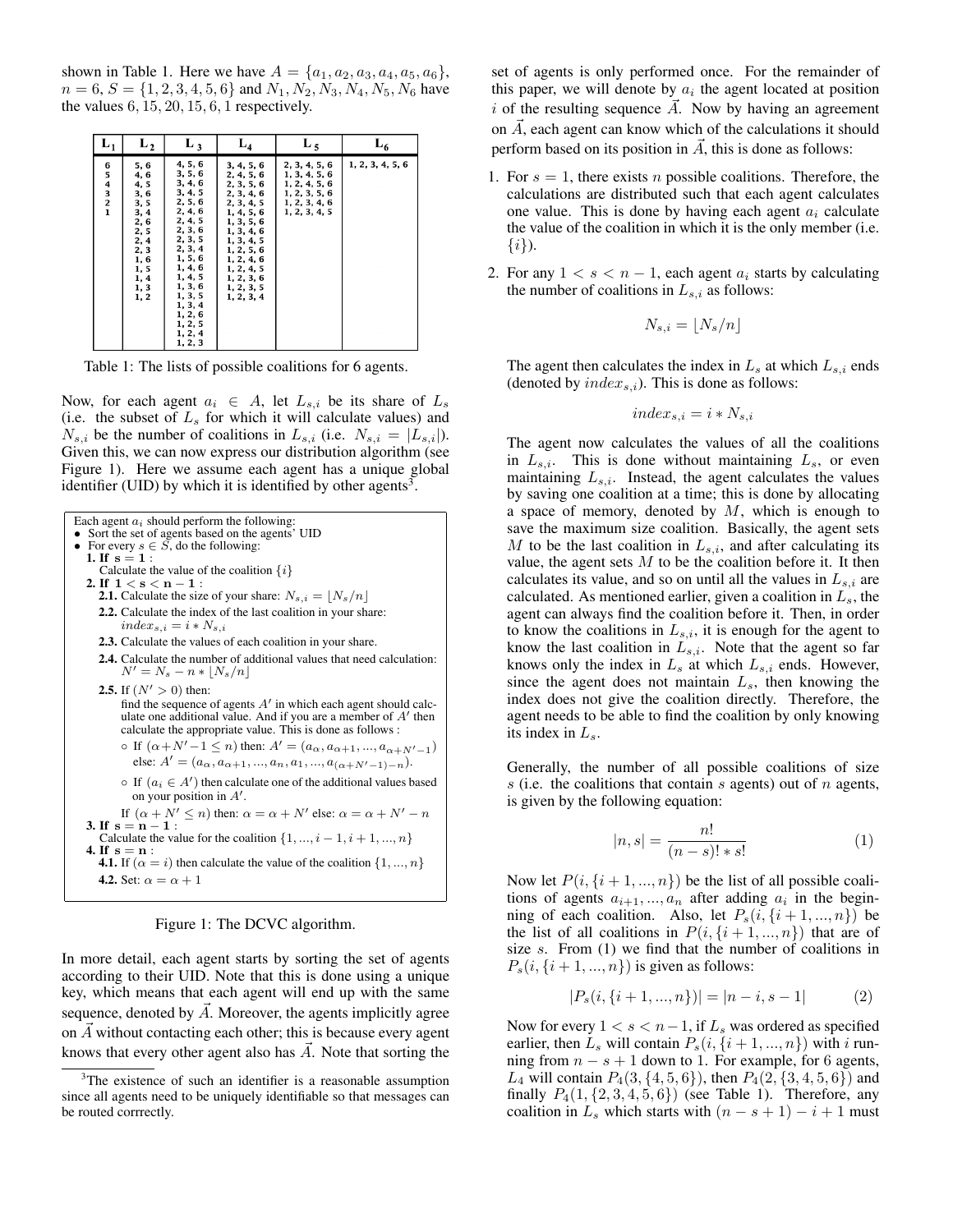shown in Table 1. Here we have $A = \{a_1, a_2, a_3, a_4, a_5, a_6\}$, $n = 6$, $S = \{1, 2, 3, 4, 5, 6\}$ and $N_1, N_2, N_3, N_4, N_5, N_6$ have the values $6, 15, 20, 15, 6, 1$ respectively.

| $L_1$ | $L_2$ | $L_3$ | $L_4$ | $L_5$ | $L_6$ |
|---|---|---|---|---|---|
| 6 | 5, 6 | 4, 5, 6 | 3, 4, 5, 6 | 2, 3, 4, 5, 6 | 1, 2, 3, 4, 5, 6 |
| 5 | 4, 6 | 3, 5, 6 | 2, 4, 5, 6 | 1, 3, 4, 5, 6 | |
| 4 | 4, 5 | 3, 4, 6 | 2, 3, 5, 6 | 1, 2, 4, 5, 6 | |
| 3 | 3, 6 | 3, 4, 5 | 2, 3, 4, 6 | 1, 2, 3, 5, 6 | |
| 2 | 3, 5 | 2, 5, 6 | 2, 3, 4, 5 | 1, 2, 3, 4, 6 | |
| 1 | 3, 4 | 2, 4, 6 | 1, 4, 5, 6 | 1, 2, 3, 4, 5 | |
| | 2, 6 | 2, 4, 5 | 1, 3, 5, 6 | | |
| | 2, 5 | 2, 3, 6 | 1, 3, 4, 6 | | |
| | 2, 4 | 2, 3, 5 | 1, 3, 4, 5 | | |
| | 2, 3 | 2, 3, 4 | 1, 2, 5, 6 | | |
| | 1, 6 | 1, 5, 6 | 1, 2, 4, 6 | | |
| | 1, 5 | 1, 4, 6 | 1, 2, 4, 5 | | |
| | 1, 4 | 1, 4, 5 | 1, 2, 3, 6 | | |
| | 1, 3 | 1, 3, 6 | 1, 2, 3, 5 | | |
| | 1, 2 | 1, 3, 5 | 1, 2, 3, 4 | | |
| | | 1, 3, 4 | | | |
| | | 1, 2, 6 | | | |
| | | 1, 2, 5 | | | |
| | | 1, 2, 4 | | | |
| | | 1, 2, 3 | | | |

Table 1: The lists of possible coalitions for 6 agents.

Now, for each agent $a_i \in A$, let $L_{s,i}$ be its share of $L_s$ (i.e. the subset of $L_s$ for which it will calculate values) and $N_{s,i}$ be the number of coalitions in $L_{s,i}$ (i.e. $N_{s,i} = |L_{s,i}|$). Given this, we can now express our distribution algorithm (see Figure 1). Here we assume each agent has a unique global identifier (UID) by which it is identified by other agents[3].

```
Each agent a_i should perform the following:
• Sort the set of agents based on the agents' UID
• For every s ∈ S, do the following:
  1. If s = 1 :
     Calculate the value of the coalition {i}
  2. If 1 < s < n − 1 :
     2.1. Calculate the size of your share: N_{s,i} = ⌊N_s/n⌋
     2.2. Calculate the index of the last coalition in your share:
          index_{s,i} = i * N_{s,i}
     2.3. Calculate the values of each coalition in your share.
     2.4. Calculate the number of additional values that need calculation:
          N' = N_s − n * ⌊N_s/n⌋
     2.5. If (N' > 0) then:
          find the sequence of agents A' in which each agent should calc-
          ulate one additional value. And if you are a member of A' then
          calculate the appropriate value. This is done as follows :
          ◦ If (α+N'−1 ≤ n) then: A' = (a_α, a_{α+1}, ..., a_{α+N'−1})
            else: A' = (a_α, a_{α+1}, ..., a_n, a_1, ..., a_{(α+N'−1)−n}).
          ◦ If (a_i ∈ A') then calculate one of the additional values based
            on your position in A'.
          If (α + N' ≤ n) then: α = α + N' else: α = α + N' − n
  3. If s = n − 1 :
     Calculate the value for the coalition {1, ..., i − 1, i + 1, ..., n}
  4. If s = n :
     4.1. If (α = i) then calculate the value of the coalition {1, ..., n}
     4.2. Set: α = α + 1
```

Figure 1: The DCVC algorithm.

In more detail, each agent starts by sorting the set of agents according to their UID. Note that this is done using a unique key, which means that each agent will end up with the same sequence, denoted by $\vec{A}$. Moreover, the agents implicitly agree on $\vec{A}$ without contacting each other; this is because every agent knows that every other agent also has $\vec{A}$. Note that sorting the set of agents is only performed once. For the remainder of this paper, we will denote by $a_i$ the agent located at position $i$ of the resulting sequence $\vec{A}$. Now by having an agreement on $\vec{A}$, each agent can know which of the calculations it should perform based on its position in $\vec{A}$, this is done as follows:

1. For $s = 1$, there exists $n$ possible coalitions. Therefore, the calculations are distributed such that each agent calculates one value. This is done by having each agent $a_i$ calculate the value of the coalition in which it is the only member (i.e. $\{i\}$).

2. For any $1 < s < n - 1$, each agent $a_i$ starts by calculating the number of coalitions in $L_{s,i}$ as follows:

$$N_{s,i} = \lfloor N_s/n \rfloor$$

The agent then calculates the index in $L_s$ at which $L_{s,i}$ ends (denoted by $index_{s,i}$). This is done as follows:

$$index_{s,i} = i * N_{s,i}$$

The agent now calculates the values of all the coalitions in $L_{s,i}$. This is done without maintaining $L_s$, or even maintaining $L_{s,i}$. Instead, the agent calculates the values by saving one coalition at a time; this is done by allocating a space of memory, denoted by $M$, which is enough to save the maximum size coalition. Basically, the agent sets $M$ to be the last coalition in $L_{s,i}$, and after calculating its value, the agent sets $M$ to be the coalition before it. It then calculates its value, and so on until all the values in $L_{s,i}$ are calculated. As mentioned earlier, given a coalition in $L_s$, the agent can always find the coalition before it. Then, in order to know the coalitions in $L_{s,i}$, it is enough for the agent to know the last coalition in $L_{s,i}$. Note that the agent so far knows only the index in $L_s$ at which $L_{s,i}$ ends. However, since the agent does not maintain $L_s$, then knowing the index does not give the coalition directly. Therefore, the agent needs to be able to find the coalition by only knowing its index in $L_s$.

Generally, the number of all possible coalitions of size $s$ (i.e. the coalitions that contain $s$ agents) out of $n$ agents, is given by the following equation:

$$|n, s| = \frac{n!}{(n-s)! * s!} \tag{1}$$

Now let $P(i, \{i+1, ..., n\})$ be the list of all possible coalitions of agents $a_{i+1}, ..., a_n$ after adding $a_i$ in the beginning of each coalition. Also, let $P_s(i, \{i+1, ..., n\})$ be the list of all coalitions in $P(i, \{i+1, ..., n\})$ that are of size $s$. From (1) we find that the number of coalitions in $P_s(i, \{i+1, ..., n\})$ is given as follows:

$$|P_s(i, \{i+1, ..., n\})| = |n-i, s-1| \tag{2}$$

Now for every $1 < s < n-1$, if $L_s$ was ordered as specified earlier, then $L_s$ will contain $P_s(i, \{i+1, ..., n\})$ with $i$ running from $n-s+1$ down to 1. For example, for 6 agents, $L_4$ will contain $P_4(3, \{4, 5, 6\})$, then $P_4(2, \{3, 4, 5, 6\})$ and finally $P_4(1, \{2, 3, 4, 5, 6\})$ (see Table 1). Therefore, any coalition in $L_s$ which starts with $(n-s+1) - i + 1$ must

[3] The existence of such an identifier is a reasonable assumption since all agents need to be uniquely identifiable so that messages can be routed corrrectly.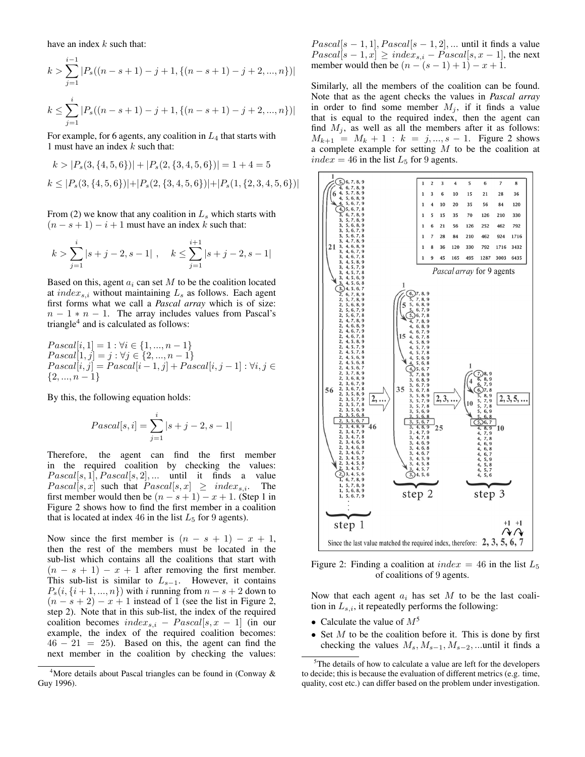have an index $k$ such that:

$$k > \sum_{j=1}^{i-1} |P_s((n-s+1)-j+1, \{(n-s+1)-j+2, ..., n\})|$$

$$k \leq \sum_{j=1}^{i} |P_s((n-s+1)-j+1, \{(n-s+1)-j+2, ..., n\})|$$

For example, for 6 agents, any coalition in $L_4$ that starts with 1 must have an index $k$ such that:

$$k > |P_s(3, \{4,5,6\})| + |P_s(2, \{3,4,5,6\})| = 1 + 4 = 5$$

$$k \leq |P_s(3, \{4,5,6\})| + |P_s(2, \{3,4,5,6\})| + |P_s(1, \{2,3,4,5,6\})|$$

From (2) we know that any coalition in $L_s$ which starts with $(n-s+1)-i+1$ must have an index $k$ such that:

$$k > \sum_{j=1}^{i} |s+j-2, s-1| \ , \quad k \leq \sum_{j=1}^{i+1} |s+j-2, s-1|$$

Based on this, agent $a_i$ can set $M$ to be the coalition located at $index_{s,i}$ without maintaining $L_s$ as follows. Each agent first forms what we call a *Pascal array* which is of size: $n-1*n-1$. The array includes values from Pascal's triangle[4] and is calculated as follows:

$Pascal[i,1] = 1 : \forall i \in \{1, ..., n-1\}$
$Pascal[1,j] = j : \forall j \in \{2, ..., n-1\}$
$Pascal[i,j] = Pascal[i-1,j] + Pascal[i,j-1] : \forall i,j \in \{2, ..., n-1\}$

By this, the following equation holds:

$$Pascal[s,i] = \sum_{j=1}^{i} |s+j-2, s-1|$$

Therefore, the agent can find the first member in the required coalition by checking the values: $Pascal[s,1], Pascal[s,2], ...$ until it finds a value $Pascal[s,x]$ such that $Pascal[s,x] \geq index_{s,i}$. The first member would then be $(n-s+1)-x+1$. (Step 1 in Figure 2 shows how to find the first member in a coalition that is located at index 46 in the list $L_5$ for 9 agents).

Now since the first member is $(n-s+1)-x+1$, then the rest of the members must be located in the sub-list which contains all the coalitions that start with $(n-s+1)-x+1$ after removing the first member. This sub-list is similar to $L_{s-1}$. However, it contains $P_s(i, \{i+1, ..., n\})$ with $i$ running from $n-s+2$ down to $(n-s+2)-x+1$ instead of 1 (see the list in Figure 2, step 2). Note that in this sub-list, the index of the required coalition becomes $index_{s,i} - Pascal[s, x-1]$ (in our example, the index of the required coalition becomes: $46 - 21 = 25$). Based on this, the agent can find the next member in the coalition by checking the values: $Pascal[s-1,1], Pascal[s-1,2], ...$ until it finds a value $Pascal[s-1,x] \geq index_{s,i} - Pascal[s, x-1]$, the next member would then be $(n-(s-1)+1)-x+1$.

Similarly, all the members of the coalition can be found. Note that as the agent checks the values in *Pascal array* in order to find some member $M_j$, if it finds a value that is equal to the required index, then the agent can find $M_j$, as well as all the members after it as follows: $M_{k+1} = M_k + 1 : k = j, ..., s-1$. Figure 2 shows a complete example for setting $M$ to be the coalition at $index = 46$ in the list $L_5$ for 9 agents.

Figure 2: Finding a coalition at $index = 46$ in the list $L_5$ of coalitions of 9 agents.

Now that each agent $a_i$ has set $M$ to be the last coalition in $L_{s,i}$, it repeatedly performs the following:

- Calculate the value of $M$[5]
- Set $M$ to be the coalition before it. This is done by first checking the values $M_s, M_{s-1}, M_{s-2}, ...$until it finds a

[4]More details about Pascal triangles can be found in (Conway & Guy 1996).

[5]The details of how to calculate a value are left for the developers to decide; this is because the evaluation of different metrics (e.g. time, quality, cost etc.) can differ based on the problem under investigation.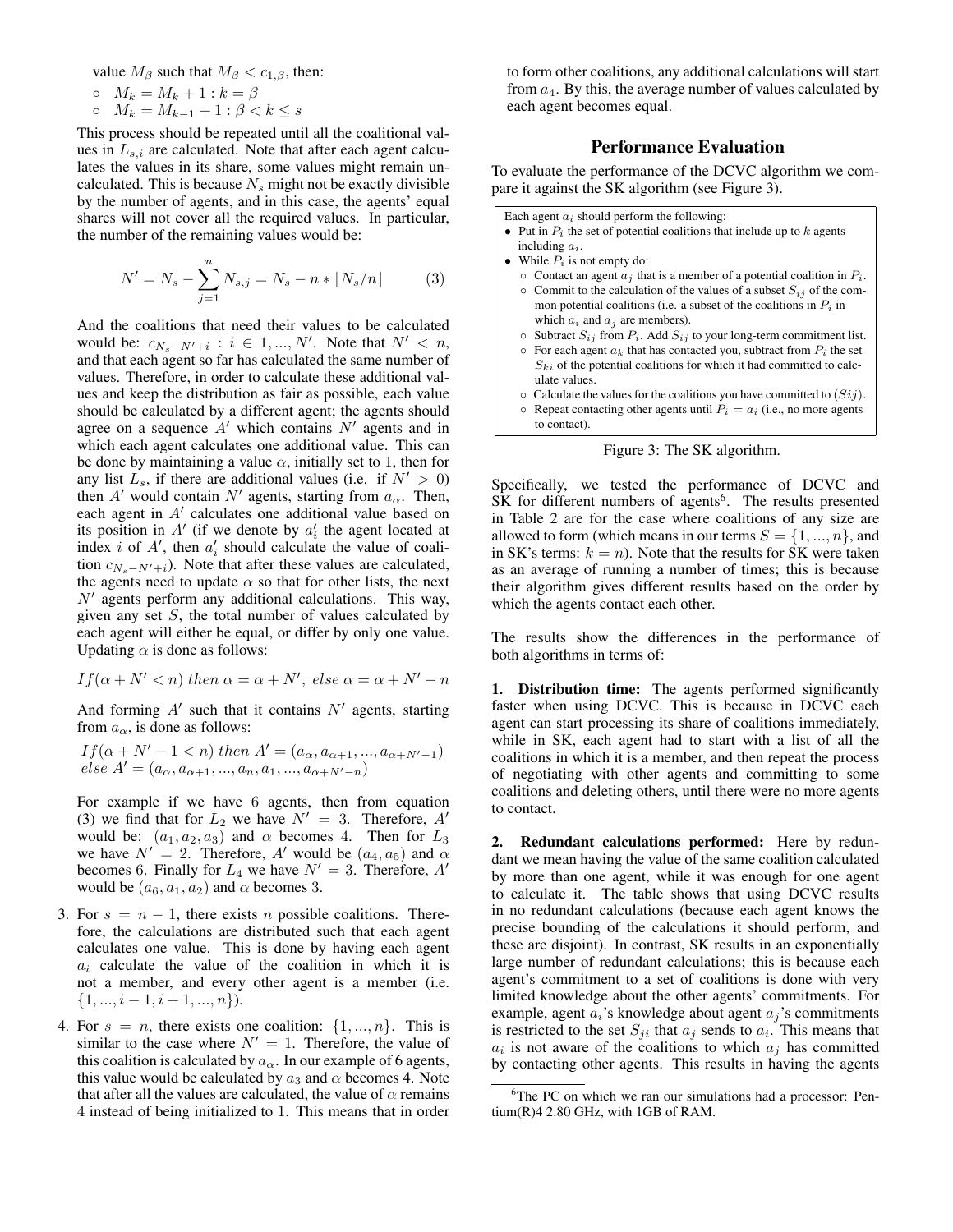value $M_\beta$ such that $M_\beta < c_{1,\beta}$, then:

- $M_k = M_k + 1 : k = \beta$
- $M_k = M_{k-1} + 1 : \beta < k \leq s$

This process should be repeated until all the coalitional values in $L_{s,i}$ are calculated. Note that after each agent calculates the values in its share, some values might remain uncalculated. This is because $N_s$ might not be exactly divisible by the number of agents, and in this case, the agents' equal shares will not cover all the required values. In particular, the number of the remaining values would be:

$$N' = N_s - \sum_{j=1}^{n} N_{s,j} = N_s - n * \lfloor N_s/n \rfloor \quad (3)$$

And the coalitions that need their values to be calculated would be: $c_{N_s - N' + i} : i \in 1, ..., N'$. Note that $N' < n$, and that each agent so far has calculated the same number of values. Therefore, in order to calculate these additional values and keep the distribution as fair as possible, each value should be calculated by a different agent; the agents should agree on a sequence $A'$ which contains $N'$ agents and in which each agent calculates one additional value. This can be done by maintaining a value $\alpha$, initially set to 1, then for any list $L_s$, if there are additional values (i.e. if $N' > 0$) then $A'$ would contain $N'$ agents, starting from $a_\alpha$. Then, each agent in $A'$ calculates one additional value based on its position in $A'$ (if we denote by $a'_i$ the agent located at index $i$ of $A'$, then $a'_i$ should calculate the value of coalition $c_{N_s - N' + i}$). Note that after these values are calculated, the agents need to update $\alpha$ so that for other lists, the next $N'$ agents perform any additional calculations. This way, given any set $S$, the total number of values calculated by each agent will either be equal, or differ by only one value. Updating $\alpha$ is done as follows:

$$If (\alpha + N' < n) \ then \ \alpha = \alpha + N', \ else \ \alpha = \alpha + N' - n$$

And forming $A'$ such that it contains $N'$ agents, starting from $a_\alpha$, is done as follows:

$$If (\alpha + N' - 1 < n) \ then \ A' = (a_\alpha, a_{\alpha+1}, ..., a_{\alpha+N'-1})$$
$$else \ A' = (a_\alpha, a_{\alpha+1}, ..., a_n, a_1, ..., a_{\alpha+N'-n})$$

For example if we have 6 agents, then from equation (3) we find that for $L_2$ we have $N' = 3$. Therefore, $A'$ would be: $(a_1, a_2, a_3)$ and $\alpha$ becomes 4. Then for $L_3$ we have $N' = 2$. Therefore, $A'$ would be $(a_4, a_5)$ and $\alpha$ becomes 6. Finally for $L_4$ we have $N' = 3$. Therefore, $A'$ would be $(a_6, a_1, a_2)$ and $\alpha$ becomes 3.

3. For $s = n - 1$, there exists $n$ possible coalitions. Therefore, the calculations are distributed such that each agent calculates one value. This is done by having each agent $a_i$ calculate the value of the coalition in which it is not a member, and every other agent is a member (i.e. $\{1, ..., i-1, i+1, ..., n\}$).

4. For $s = n$, there exists one coalition: $\{1, ..., n\}$. This is similar to the case where $N' = 1$. Therefore, the value of this coalition is calculated by $a_\alpha$. In our example of 6 agents, this value would be calculated by $a_3$ and $\alpha$ becomes 4. Note that after all the values are calculated, the value of $\alpha$ remains 4 instead of being initialized to 1. This means that in order to form other coalitions, any additional calculations will start from $a_4$. By this, the average number of values calculated by each agent becomes equal.

## Performance Evaluation

To evaluate the performance of the DCVC algorithm we compare it against the SK algorithm (see Figure 3).

> Each agent $a_i$ should perform the following:
> - Put in $P_i$ the set of potential coalitions that include up to $k$ agents including $a_i$.
> - While $P_i$ is not empty do:
>   - Contact an agent $a_j$ that is a member of a potential coalition in $P_i$.
>   - Commit to the calculation of the values of a subset $S_{ij}$ of the common potential coalitions (i.e. a subset of the coalitions in $P_i$ in which $a_i$ and $a_j$ are members).
>   - Subtract $S_{ij}$ from $P_i$. Add $S_{ij}$ to your long-term commitment list.
>   - For each agent $a_k$ that has contacted you, subtract from $P_i$ the set $S_{ki}$ of the potential coalitions for which it had committed to calculate values.
>   - Calculate the values for the coalitions you have committed to ($Sij$).
>   - Repeat contacting other agents until $P_i = a_i$ (i.e., no more agents to contact).

Figure 3: The SK algorithm.

Specifically, we tested the performance of DCVC and SK for different numbers of agents[6]. The results presented in Table 2 are for the case where coalitions of any size are allowed to form (which means in our terms $S = \{1, ..., n\}$, and in SK's terms: $k = n$). Note that the results for SK were taken as an average of running a number of times; this is because their algorithm gives different results based on the order by which the agents contact each other.

The results show the differences in the performance of both algorithms in terms of:

**1. Distribution time:** The agents performed significantly faster when using DCVC. This is because in DCVC each agent can start processing its share of coalitions immediately, while in SK, each agent had to start with a list of all the coalitions in which it is a member, and then repeat the process of negotiating with other agents and committing to some coalitions and deleting others, until there were no more agents to contact.

**2. Redundant calculations performed:** Here by redundant we mean having the value of the same coalition calculated by more than one agent, while it was enough for one agent to calculate it. The table shows that using DCVC results in no redundant calculations (because each agent knows the precise bounding of the calculations it should perform, and these are disjoint). In contrast, SK results in an exponentially large number of redundant calculations; this is because each agent's commitment to a set of coalitions is done with very limited knowledge about the other agents' commitments. For example, agent $a_i$'s knowledge about agent $a_j$'s commitments is restricted to the set $S_{ji}$ that $a_j$ sends to $a_i$. This means that $a_i$ is not aware of the coalitions to which $a_j$ has committed by contacting other agents. This results in having the agents

[6] The PC on which we ran our simulations had a processor: Pentium(R)4 2.80 GHz, with 1GB of RAM.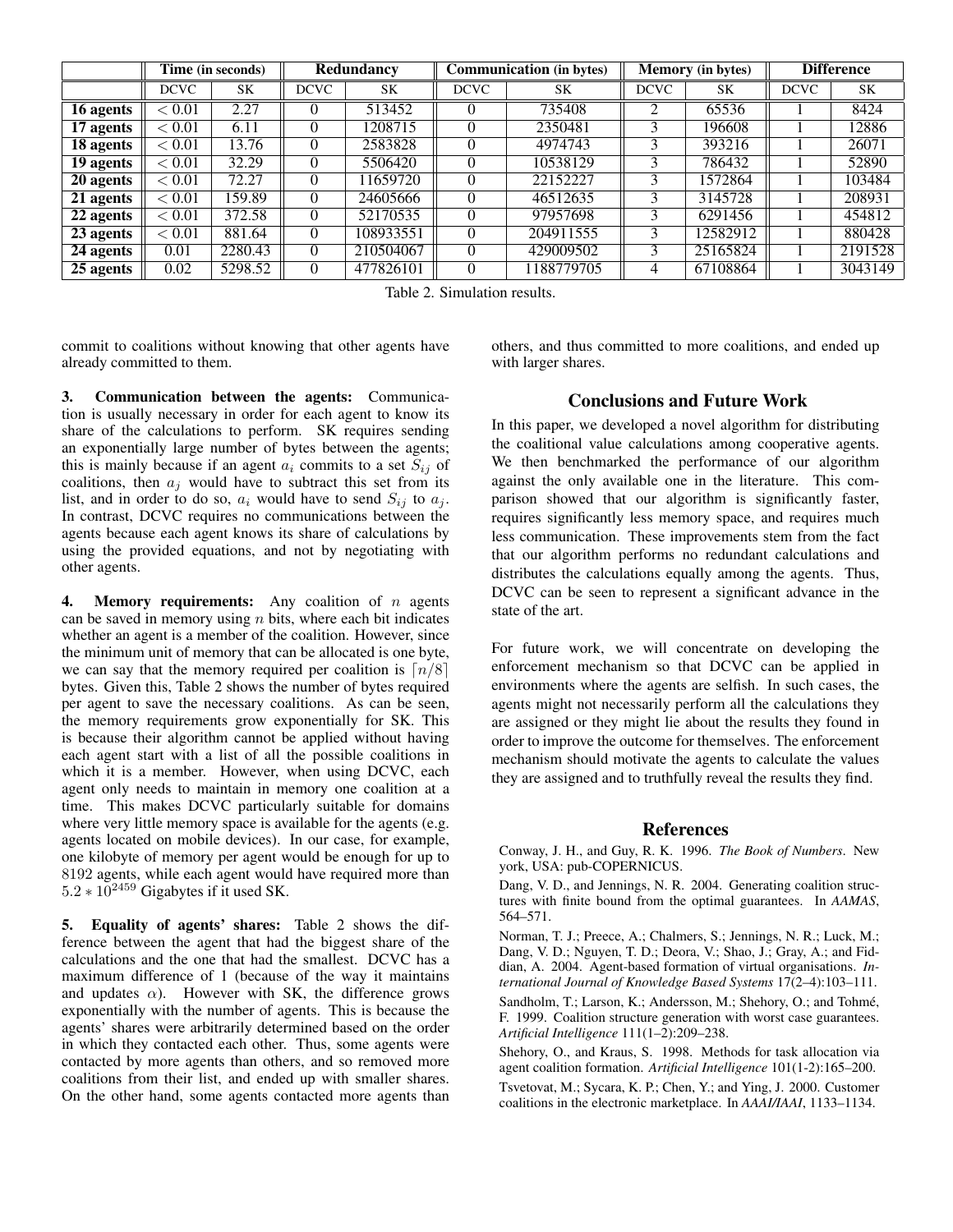| | Time (in seconds) | | Redundancy | | Communication (in bytes) | | Memory (in bytes) | | Difference | |
|---|---|---|---|---|---|---|---|---|---|---|
| | DCVC | SK | DCVC | SK | DCVC | SK | DCVC | SK | DCVC | SK |
| **16 agents** | $< 0.01$ | 2.27 | 0 | 513452 | 0 | 735408 | 2 | 65536 | 1 | 8424 |
| **17 agents** | $< 0.01$ | 6.11 | 0 | 1208715 | 0 | 2350481 | 3 | 196608 | 1 | 12886 |
| **18 agents** | $< 0.01$ | 13.76 | 0 | 2583828 | 0 | 4974743 | 3 | 393216 | 1 | 26071 |
| **19 agents** | $< 0.01$ | 32.29 | 0 | 5506420 | 0 | 10538129 | 3 | 786432 | 1 | 52890 |
| **20 agents** | $< 0.01$ | 72.27 | 0 | 11659720 | 0 | 22152227 | 3 | 1572864 | 1 | 103484 |
| **21 agents** | $< 0.01$ | 159.89 | 0 | 24605666 | 0 | 46512635 | 3 | 3145728 | 1 | 208931 |
| **22 agents** | $< 0.01$ | 372.58 | 0 | 52170535 | 0 | 97957698 | 3 | 6291456 | 1 | 454812 |
| **23 agents** | $< 0.01$ | 881.64 | 0 | 108933551 | 0 | 204911555 | 3 | 12582912 | 1 | 880428 |
| **24 agents** | 0.01 | 2280.43 | 0 | 210504067 | 0 | 429009502 | 3 | 25165824 | 1 | 2191528 |
| **25 agents** | 0.02 | 5298.52 | 0 | 477826101 | 0 | 1188779705 | 4 | 67108864 | 1 | 3043149 |

Table 2. Simulation results.

commit to coalitions without knowing that other agents have already committed to them.

**3. Communication between the agents:** Communication is usually necessary in order for each agent to know its share of the calculations to perform. SK requires sending an exponentially large number of bytes between the agents; this is mainly because if an agent $a_i$ commits to a set $S_{ij}$ of coalitions, then $a_j$ would have to subtract this set from its list, and in order to do so, $a_i$ would have to send $S_{ij}$ to $a_j$. In contrast, DCVC requires no communications between the agents because each agent knows its share of calculations by using the provided equations, and not by negotiating with other agents.

**4. Memory requirements:** Any coalition of $n$ agents can be saved in memory using $n$ bits, where each bit indicates whether an agent is a member of the coalition. However, since the minimum unit of memory that can be allocated is one byte, we can say that the memory required per coalition is $\lceil n/8 \rceil$ bytes. Given this, Table 2 shows the number of bytes required per agent to save the necessary coalitions. As can be seen, the memory requirements grow exponentially for SK. This is because their algorithm cannot be applied without having each agent start with a list of all the possible coalitions in which it is a member. However, when using DCVC, each agent only needs to maintain in memory one coalition at a time. This makes DCVC particularly suitable for domains where very little memory space is available for the agents (e.g. agents located on mobile devices). In our case, for example, one kilobyte of memory per agent would be enough for up to 8192 agents, while each agent would have required more than $5.2 * 10^{2459}$ Gigabytes if it used SK.

**5. Equality of agents' shares:** Table 2 shows the difference between the agent that had the biggest share of the calculations and the one that had the smallest. DCVC has a maximum difference of 1 (because of the way it maintains and updates $\alpha$). However with SK, the difference grows exponentially with the number of agents. This is because the agents' shares were arbitrarily determined based on the order in which they contacted each other. Thus, some agents were contacted by more agents than others, and so removed more coalitions from their list, and ended up with smaller shares. On the other hand, some agents contacted more agents than others, and thus committed to more coalitions, and ended up with larger shares.

## Conclusions and Future Work

In this paper, we developed a novel algorithm for distributing the coalitional value calculations among cooperative agents. We then benchmarked the performance of our algorithm against the only available one in the literature. This comparison showed that our algorithm is significantly faster, requires significantly less memory space, and requires much less communication. These improvements stem from the fact that our algorithm performs no redundant calculations and distributes the calculations equally among the agents. Thus, DCVC can be seen to represent a significant advance in the state of the art.

For future work, we will concentrate on developing the enforcement mechanism so that DCVC can be applied in environments where the agents are selfish. In such cases, the agents might not necessarily perform all the calculations they are assigned or they might lie about the results they found in order to improve the outcome for themselves. The enforcement mechanism should motivate the agents to calculate the values they are assigned and to truthfully reveal the results they find.

## References

Conway, J. H., and Guy, R. K. 1996. *The Book of Numbers*. New york, USA: pub-COPERNICUS.

Dang, V. D., and Jennings, N. R. 2004. Generating coalition structures with finite bound from the optimal guarantees. In *AAMAS*, 564–571.

Norman, T. J.; Preece, A.; Chalmers, S.; Jennings, N. R.; Luck, M.; Dang, V. D.; Nguyen, T. D.; Deora, V.; Shao, J.; Gray, A.; and Fiddian, A. 2004. Agent-based formation of virtual organisations. *International Journal of Knowledge Based Systems* 17(2–4):103–111.

Sandholm, T.; Larson, K.; Andersson, M.; Shehory, O.; and Tohmé, F. 1999. Coalition structure generation with worst case guarantees. *Artificial Intelligence* 111(1–2):209–238.

Shehory, O., and Kraus, S. 1998. Methods for task allocation via agent coalition formation. *Artificial Intelligence* 101(1-2):165–200.

Tsvetovat, M.; Sycara, K. P.; Chen, Y.; and Ying, J. 2000. Customer coalitions in the electronic marketplace. In *AAAI/IAAI*, 1133–1134.